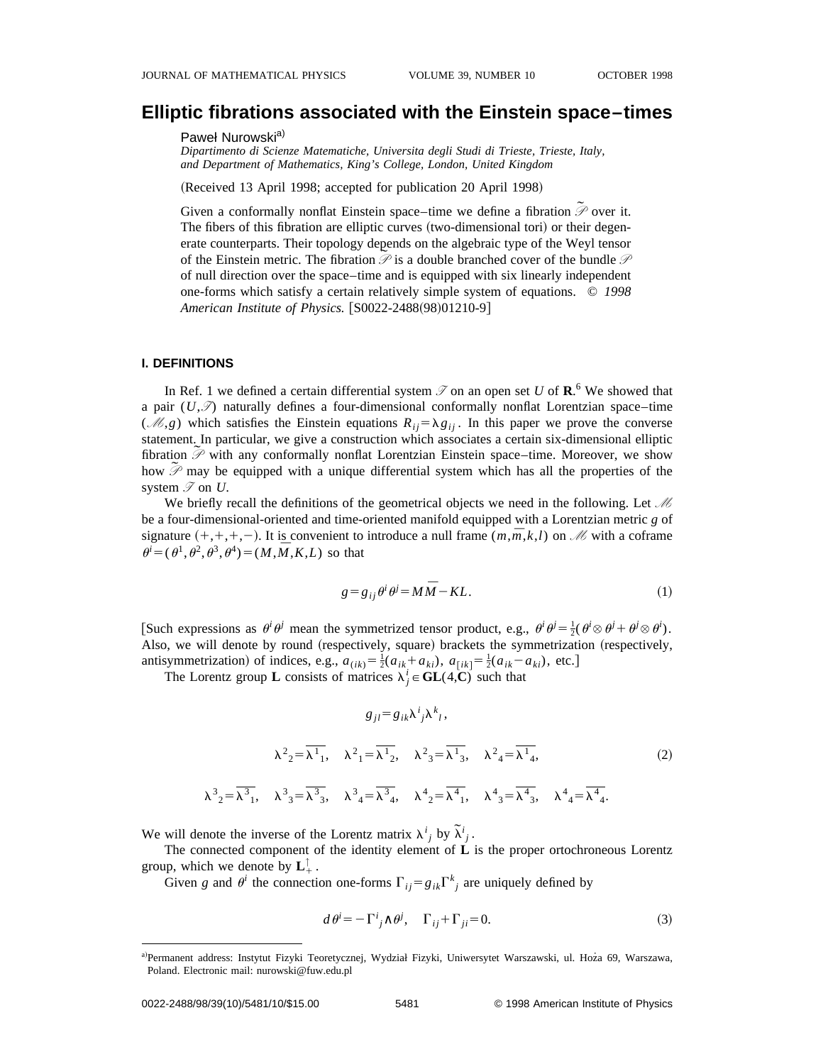# Elliptic fibrations associated with the Einstein space–times

Paweł Nurowski[a)]

*Dipartimento di Scienze Matematiche, Universita degli Studi di Trieste, Trieste, Italy, and Department of Mathematics, King's College, London, United Kingdom*

(Received 13 April 1998; accepted for publication 20 April 1998)

Given a conformally nonflat Einstein space–time we define a fibration $\tilde{\mathscr{P}}$ over it. The fibers of this fibration are elliptic curves (two-dimensional tori) or their degenerate counterparts. Their topology depends on the algebraic type of the Weyl tensor of the Einstein metric. The fibration $\tilde{\mathscr{P}}$ is a double branched cover of the bundle $\mathscr{P}$ of null direction over the space–time and is equipped with six linearly independent one-forms which satisfy a certain relatively simple system of equations. *© 1998 American Institute of Physics.* [S0022-2488(98)01210-9]

## I. DEFINITIONS

In Ref. 1 we defined a certain differential system $\mathscr{T}$ on an open set $U$ of $\mathbf{R}^6$. We showed that a pair $(U,\mathscr{T})$ naturally defines a four-dimensional conformally nonflat Lorentzian space–time $(\mathscr{M},g)$ which satisfies the Einstein equations $R_{ij}=\lambda g_{ij}$. In this paper we prove the converse statement. In particular, we give a construction which associates a certain six-dimensional elliptic fibration $\tilde{\mathscr{P}}$ with any conformally nonflat Lorentzian Einstein space–time. Moreover, we show how $\tilde{\mathscr{P}}$ may be equipped with a unique differential system which has all the properties of the system $\mathscr{T}$ on $U$.

We briefly recall the definitions of the geometrical objects we need in the following. Let $\mathscr{M}$ be a four-dimensional-oriented and time-oriented manifold equipped with a Lorentzian metric $g$ of signature $(+,+,+,-)$. It is convenient to introduce a null frame $(m,\bar{m},k,l)$ on $\mathscr{M}$ with a coframe $\theta^i=(\theta^1,\theta^2,\theta^3,\theta^4)=(M,\bar{M},K,L)$ so that

$$g=g_{ij}\theta^i\theta^j=M\bar{M}-KL. \tag{1}$$

[Such expressions as $\theta^i\theta^j$ mean the symmetrized tensor product, e.g., $\theta^i\theta^j=\frac{1}{2}(\theta^i\otimes\theta^j+\theta^j\otimes\theta^i)$. Also, we will denote by round (respectively, square) brackets the symmetrization (respectively, antisymmetrization) of indices, e.g., $a_{(ik)}=\frac{1}{2}(a_{ik}+a_{ki})$, $a_{[ik]}=\frac{1}{2}(a_{ik}-a_{ki})$, etc.]

The Lorentz group $\mathbf{L}$ consists of matrices $\lambda^i_{\ j}\in\mathbf{GL}(4,\mathbf{C})$ such that

$$g_{jl}=g_{ik}\lambda^i_{\ j}\lambda^k_{\ l},$$

$$\lambda^2_{\ 2}=\overline{\lambda^1_{\ 1}},\quad \lambda^2_{\ 1}=\overline{\lambda^1_{\ 2}},\quad \lambda^2_{\ 3}=\overline{\lambda^1_{\ 3}},\quad \lambda^2_{\ 4}=\overline{\lambda^1_{\ 4}}, \tag{2}$$

$$\lambda^3_{\ 2}=\overline{\lambda^3_{\ 1}},\quad \lambda^3_{\ 3}=\overline{\lambda^3_{\ 3}},\quad \lambda^3_{\ 4}=\overline{\lambda^3_{\ 4}},\quad \lambda^4_{\ 2}=\overline{\lambda^4_{\ 1}},\quad \lambda^4_{\ 3}=\overline{\lambda^4_{\ 3}},\quad \lambda^4_{\ 4}=\overline{\lambda^4_{\ 4}}.$$

We will denote the inverse of the Lorentz matrix $\lambda^i_{\ j}$ by $\tilde{\lambda}^i_{\ j}$.

The connected component of the identity element of $\mathbf{L}$ is the proper ortochroneous Lorentz group, which we denote by $\mathbf{L}^{\uparrow}_{+}$.

Given $g$ and $\theta^i$ the connection one-forms $\Gamma_{ij}=g_{ik}\Gamma^k_{\ j}$ are uniquely defined by

$$d\theta^i=-\Gamma^i_{\ j}\wedge\theta^j,\quad \Gamma_{ij}+\Gamma_{ji}=0. \tag{3}$$

---

[a)]Permanent address: Instytut Fizyki Teoretycznej, Wydział Fizyki, Uniwersytet Warszawski, ul. Hoża 69, Warszawa, Poland. Electronic mail: nurowski@fuw.edu.pl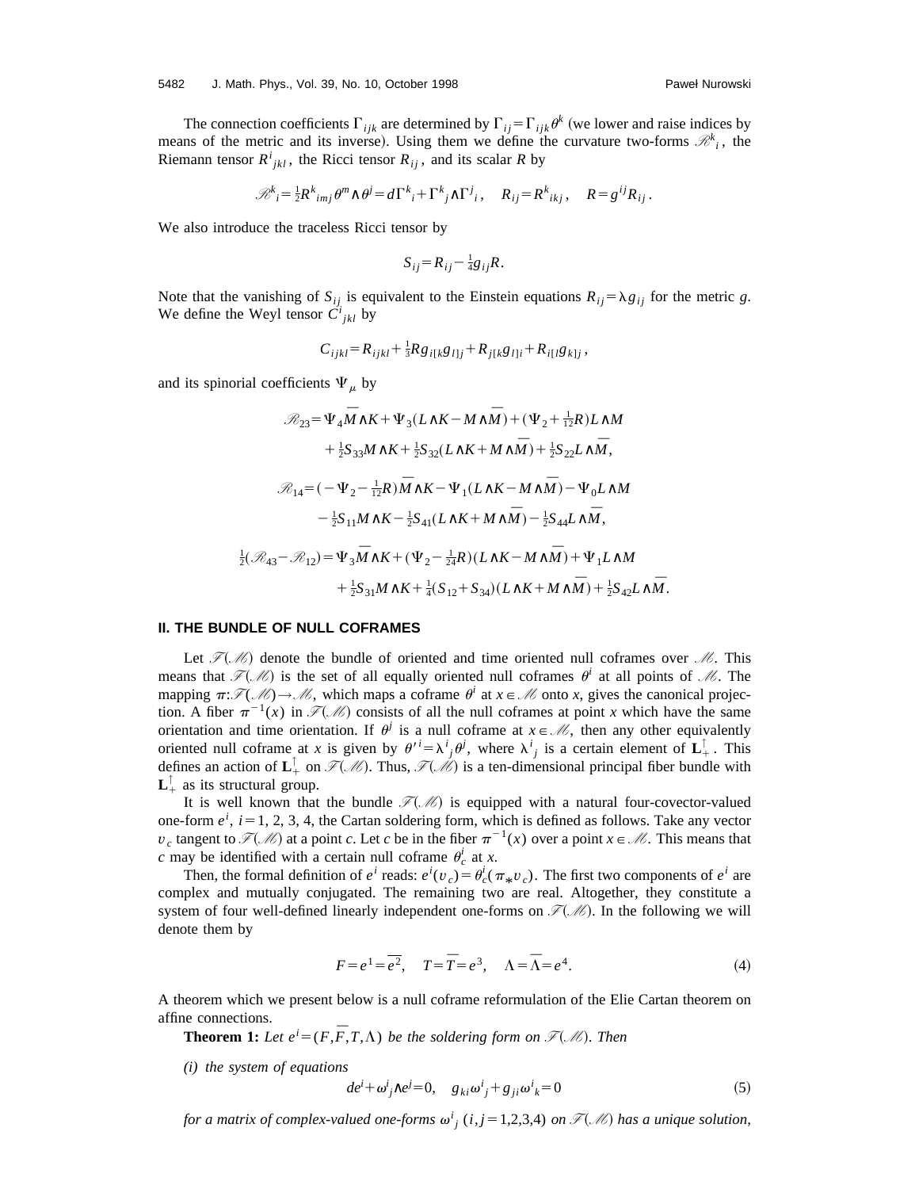The connection coefficients $\Gamma_{ijk}$ are determined by $\Gamma_{ij}=\Gamma_{ijk}\theta^k$ (we lower and raise indices by means of the metric and its inverse). Using them we define the curvature two-forms $\mathscr{R}^k{}_i$, the Riemann tensor $R^i{}_{jkl}$, the Ricci tensor $R_{ij}$, and its scalar $R$ by

$$\mathscr{R}^k{}_i=\tfrac{1}{2}R^k{}_{imj}\theta^m\wedge\theta^j=d\Gamma^k{}_i+\Gamma^k{}_j\wedge\Gamma^j{}_i, \quad R_{ij}=R^k{}_{ikj}, \quad R=g^{ij}R_{ij}.$$

We also introduce the traceless Ricci tensor by

$$S_{ij}=R_{ij}-\tfrac{1}{4}g_{ij}R.$$

Note that the vanishing of $S_{ij}$ is equivalent to the Einstein equations $R_{ij}=\lambda g_{ij}$ for the metric $g$. We define the Weyl tensor $C^i{}_{jkl}$ by

$$C_{ijkl}=R_{ijkl}+\tfrac{1}{3}Rg_{i[k}g_{l]j}+R_{j[k}g_{l]i}+R_{i[l}g_{k]j},$$

and its spinorial coefficients $\Psi_\mu$ by

$$\begin{aligned}
\mathscr{R}_{23}=&\Psi_4\bar{M}\wedge K+\Psi_3(L\wedge K-M\wedge\bar{M})+(\Psi_2+\tfrac{1}{12}R)L\wedge M\\
&+\tfrac{1}{2}S_{33}M\wedge K+\tfrac{1}{2}S_{32}(L\wedge K+M\wedge\bar{M})+\tfrac{1}{2}S_{22}L\wedge\bar{M},\\
\mathscr{R}_{14}=&(-\Psi_2-\tfrac{1}{12}R)\bar{M}\wedge K-\Psi_1(L\wedge K-M\wedge\bar{M})-\Psi_0L\wedge M\\
&-\tfrac{1}{2}S_{11}M\wedge K-\tfrac{1}{2}S_{41}(L\wedge K+M\wedge\bar{M})-\tfrac{1}{2}S_{44}L\wedge\bar{M},\\
\tfrac{1}{2}(\mathscr{R}_{43}-\mathscr{R}_{12})=&\Psi_3\bar{M}\wedge K+(\Psi_2-\tfrac{1}{24}R)(L\wedge K-M\wedge\bar{M})+\Psi_1L\wedge M\\
&+\tfrac{1}{2}S_{31}M\wedge K+\tfrac{1}{4}(S_{12}+S_{34})(L\wedge K+M\wedge\bar{M})+\tfrac{1}{2}S_{42}L\wedge\bar{M}.
\end{aligned}$$

## II. THE BUNDLE OF NULL COFRAMES

Let $\mathscr{F}(\mathscr{M})$ denote the bundle of oriented and time oriented null coframes over $\mathscr{M}$. This means that $\mathscr{F}(\mathscr{M})$ is the set of all equally oriented null coframes $\theta^i$ at all points of $\mathscr{M}$. The mapping $\pi:\mathscr{F}(\mathscr{M})\rightarrow\mathscr{M}$, which maps a coframe $\theta^i$ at $x\in\mathscr{M}$ onto $x$, gives the canonical projection. A fiber $\pi^{-1}(x)$ in $\mathscr{F}(\mathscr{M})$ consists of all the null coframes at point $x$ which have the same orientation and time orientation. If $\theta^j$ is a null coframe at $x\in\mathscr{M}$, then any other equivalently oriented null coframe at $x$ is given by $\theta'^i=\lambda^i{}_j\theta^j$, where $\lambda^i{}_j$ is a certain element of $\mathbf{L}_+^\uparrow$. This defines an action of $\mathbf{L}_+^\uparrow$ on $\mathscr{F}(\mathscr{M})$. Thus, $\mathscr{F}(\mathscr{M})$ is a ten-dimensional principal fiber bundle with $\mathbf{L}_+^\uparrow$ as its structural group.

It is well known that the bundle $\mathscr{F}(\mathscr{M})$ is equipped with a natural four-covector-valued one-form $e^i$, $i=1, 2, 3, 4$, the Cartan soldering form, which is defined as follows. Take any vector $v_c$ tangent to $\mathscr{F}(\mathscr{M})$ at a point $c$. Let $c$ be in the fiber $\pi^{-1}(x)$ over a point $x\in\mathscr{M}$. This means that $c$ may be identified with a certain null coframe $\theta_c^i$ at $x$.

Then, the formal definition of $e^i$ reads: $e^i(v_c)=\theta_c^i(\pi_* v_c)$. The first two components of $e^i$ are complex and mutually conjugated. The remaining two are real. Altogether, they constitute a system of four well-defined linearly independent one-forms on $\mathscr{F}(\mathscr{M})$. In the following we will denote them by

$$F=e^1=\overline{e^2}, \quad T=\bar{T}=e^3, \quad \Lambda=\bar{\Lambda}=e^4. \tag{4}$$

A theorem which we present below is a null coframe reformulation of the Elie Cartan theorem on affine connections.

**Theorem 1:** *Let $e^i=(F,\bar{F},T,\Lambda)$ be the soldering form on $\mathscr{F}(\mathscr{M})$. Then*

*(i) the system of equations*

$$de^i+\omega^i{}_j\wedge e^j=0, \quad g_{ki}\omega^i{}_j+g_{ji}\omega^i{}_k=0 \tag{5}$$

*for a matrix of complex-valued one-forms $\omega^i{}_j$ $(i,j=1,2,3,4)$ on $\mathscr{F}(\mathscr{M})$ has a unique solution,*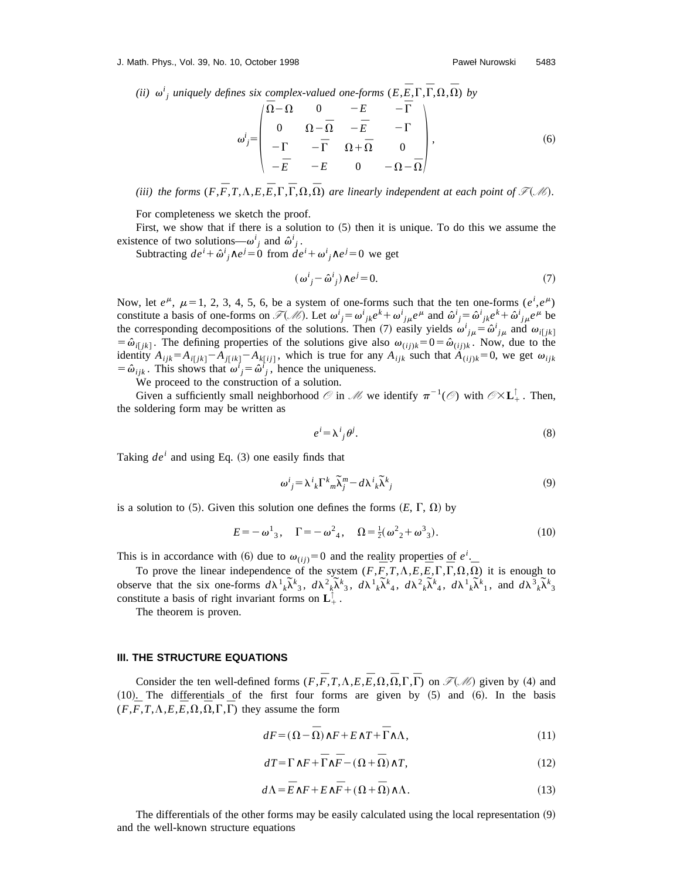*(ii)* $\omega^i{}_j$ *uniquely defines six complex-valued one-forms* $(E,\bar{E},\Gamma,\bar{\Gamma},\Omega,\bar{\Omega})$ *by*

$$\omega^i{}_j = \begin{pmatrix} \bar{\Omega}-\Omega & 0 & -E & -\bar{\Gamma} \\ 0 & \Omega-\bar{\Omega} & -\bar{E} & -\Gamma \\ -\Gamma & -\bar{\Gamma} & \Omega+\bar{\Omega} & 0 \\ -\bar{E} & -E & 0 & -\Omega-\bar{\Omega} \end{pmatrix}, \tag{6}$$

*(iii) the forms* $(F,\bar{F},T,\Lambda,E,\bar{E},\Gamma,\bar{\Gamma},\Omega,\bar{\Omega})$ *are linearly independent at each point of* $\mathscr{F}(\mathscr{M})$.

For completeness we sketch the proof.

First, we show that if there is a solution to (5) then it is unique. To do this we assume the existence of two solutions—$\omega^i{}_j$ and $\hat{\omega}^i{}_j$.

Subtracting $de^i + \hat{\omega}^i{}_j \wedge e^j = 0$ from $de^i + \omega^i{}_j \wedge e^j = 0$ we get

$$(\omega^i{}_j - \hat{\omega}^i{}_j) \wedge e^j = 0. \tag{7}$$

Now, let $e^\mu$, $\mu = 1, 2, 3, 4, 5, 6$, be a system of one-forms such that the ten one-forms $(e^i, e^\mu)$ constitute a basis of one-forms on $\mathscr{F}(\mathscr{M})$. Let $\omega^i{}_j = \omega^i{}_{jk} e^k + \omega^i{}_{j\mu} e^\mu$ and $\hat{\omega}^i{}_j = \hat{\omega}^i{}_{jk} e^k + \hat{\omega}^i{}_{j\mu} e^\mu$ be the corresponding decompositions of the solutions. Then (7) easily yields $\omega^i{}_{j\mu} = \hat{\omega}^i{}_{j\mu}$ and $\omega_{i[jk]} = \hat{\omega}_{i[jk]}$. The defining properties of the solutions give also $\omega_{(ij)k} = 0 = \hat{\omega}_{(ij)k}$. Now, due to the identity $A_{ijk} = A_{i[jk]} - A_{j[ik]} - A_{k[ij]}$, which is true for any $A_{ijk}$ such that $A_{(ij)k} = 0$, we get $\omega_{ijk} = \hat{\omega}_{ijk}$. This shows that $\omega^i{}_j = \hat{\omega}^i{}_j$, hence the uniqueness.

We proceed to the construction of a solution.

Given a sufficiently small neighborhood $\mathscr{O}$ in $\mathscr{M}$ we identify $\pi^{-1}(\mathscr{O})$ with $\mathscr{O} \times \mathbf{L}_+^\uparrow$. Then, the soldering form may be written as

$$e^i = \lambda^i{}_j \theta^j. \tag{8}$$

Taking $de^i$ and using Eq. (3) one easily finds that

$$\omega^i{}_j = \lambda^i{}_k \Gamma^k{}_m \tilde{\lambda}^m_j - d\lambda^i{}_k \tilde{\lambda}^k{}_j \tag{9}$$

is a solution to (5). Given this solution one defines the forms $(E, \Gamma, \Omega)$ by

$$E = -\omega^1{}_3, \quad \Gamma = -\omega^2{}_4, \quad \Omega = \tfrac{1}{2}(\omega^2{}_2 + \omega^3{}_3). \tag{10}$$

This is in accordance with (6) due to $\omega_{(ij)} = 0$ and the reality properties of $e^i$.

To prove the linear independence of the system $(F,\bar{F},T,\Lambda,E,\bar{E},\Gamma,\bar{\Gamma},\Omega,\bar{\Omega})$ it is enough to observe that the six one-forms $d\lambda^1{}_k \tilde{\lambda}^k{}_3$, $d\lambda^2{}_k \tilde{\lambda}^k{}_3$, $d\lambda^1{}_k \tilde{\lambda}^k{}_4$, $d\lambda^2{}_k \tilde{\lambda}^k{}_4$, $d\lambda^1{}_k \tilde{\lambda}^k{}_1$, and $d\lambda^3{}_k \tilde{\lambda}^k{}_3$ constitute a basis of right invariant forms on $\mathbf{L}_+^\uparrow$.

The theorem is proven.

### III. THE STRUCTURE EQUATIONS

Consider the ten well-defined forms $(F,\bar{F},T,\Lambda,E,\bar{E},\Omega,\bar{\Omega},\Gamma,\bar{\Gamma})$ on $\mathscr{F}(\mathscr{M})$ given by (4) and (10). The differentials of the first four forms are given by (5) and (6). In the basis $(F,\bar{F},T,\Lambda,E,\bar{E},\Omega,\bar{\Omega},\Gamma,\bar{\Gamma})$ they assume the form

$$dF = (\Omega - \bar{\Omega}) \wedge F + E \wedge T + \bar{\Gamma} \wedge \Lambda, \tag{11}$$

$$dT = \Gamma \wedge F + \bar{\Gamma} \wedge \bar{F} - (\Omega + \bar{\Omega}) \wedge T, \tag{12}$$

$$d\Lambda = \bar{E} \wedge F + E \wedge \bar{F} + (\Omega + \bar{\Omega}) \wedge \Lambda. \tag{13}$$

The differentials of the other forms may be easily calculated using the local representation (9) and the well-known structure equations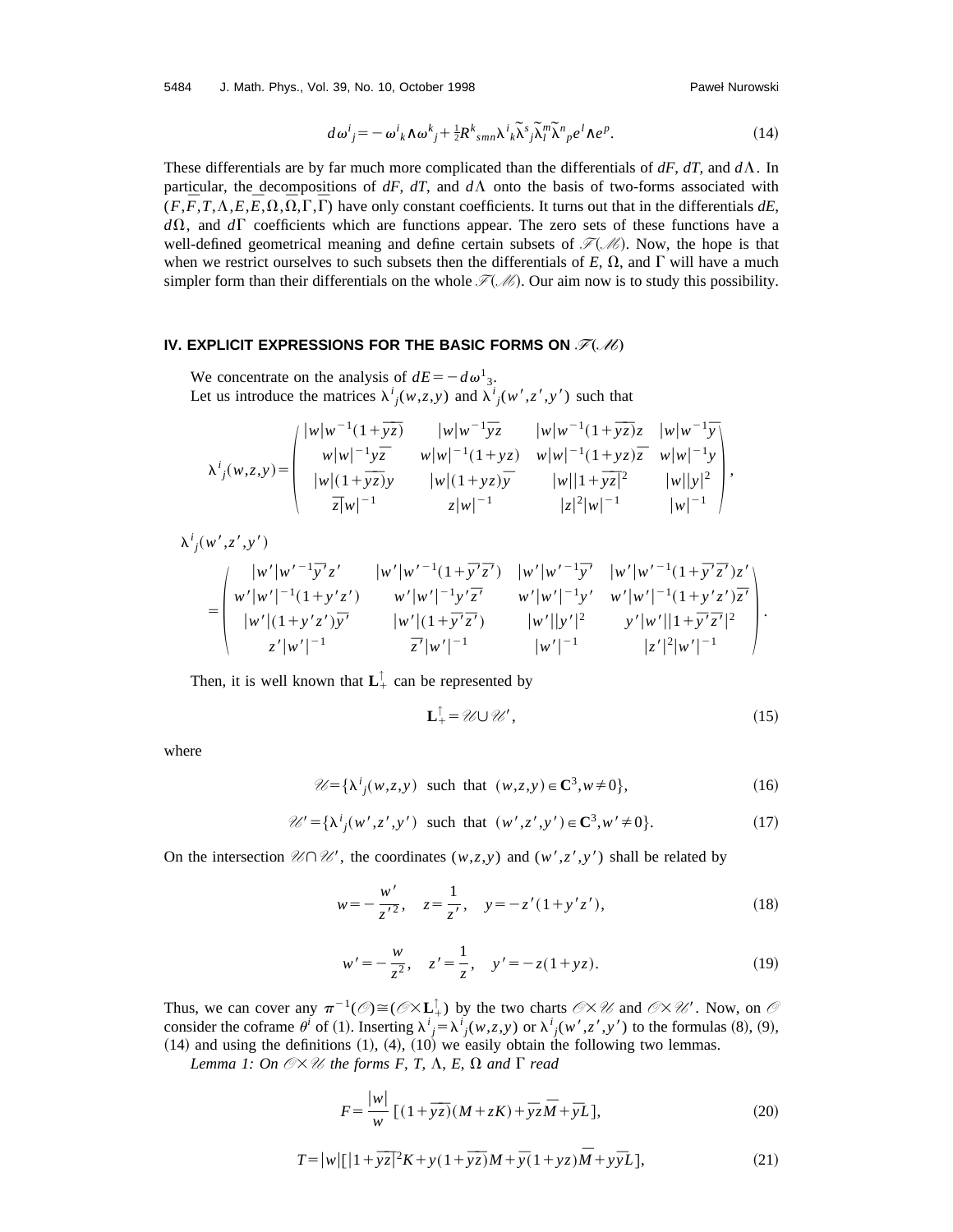$$d\omega^i{}_j = -\omega^i{}_k \wedge \omega^k{}_j + \tfrac{1}{2} R^k{}_{smn} \lambda^i{}_k \tilde{\lambda}^s{}_j \tilde{\lambda}^m_l \tilde{\lambda}^n{}_p e^l \wedge e^p. \tag{14}$$

These differentials are by far much more complicated than the differentials of $dF$, $dT$, and $d\Lambda$. In particular, the decompositions of $dF$, $dT$, and $d\Lambda$ onto the basis of two-forms associated with $(F,\bar{F},T,\Lambda,E,\bar{E},\Omega,\bar{\Omega},\Gamma,\bar{\Gamma})$ have only constant coefficients. It turns out that in the differentials $dE$, $d\Omega$, and $d\Gamma$ coefficients which are functions appear. The zero sets of these functions have a well-defined geometrical meaning and define certain subsets of $\mathscr{F}(\mathscr{M})$. Now, the hope is that when we restrict ourselves to such subsets then the differentials of $E$, $\Omega$, and $\Gamma$ will have a much simpler form than their differentials on the whole $\mathscr{F}(\mathscr{M})$. Our aim now is to study this possibility.

## IV. EXPLICIT EXPRESSIONS FOR THE BASIC FORMS ON $\mathscr{F}(\mathscr{M})$

We concentrate on the analysis of $dE = -d\omega^1{}_3$.

Let us introduce the matrices $\lambda^i{}_j(w,z,y)$ and $\lambda^i{}_j(w',z',y')$ such that

$$\lambda^i{}_j(w,z,y) = \begin{pmatrix} |w|w^{-1}(1+\overline{yz}) & |w|w^{-1}\overline{y}\overline{z} & |w|w^{-1}(1+\overline{yz})z & |w|w^{-1}\overline{y} \\ w|w|^{-1}y\overline{z} & w|w|^{-1}(1+yz) & w|w|^{-1}(1+yz)\overline{z} & w|w|^{-1}y \\ |w|(1+\overline{yz})y & |w|(1+yz)\overline{y} & |w||1+\overline{yz}|^2 & |w||y|^2 \\ \overline{z}|w|^{-1} & z|w|^{-1} & |z|^2|w|^{-1} & |w|^{-1} \end{pmatrix},$$

$$\lambda^i{}_j(w',z',y') = \begin{pmatrix} |w'|w'^{-1}\overline{y'}z' & |w'|w'^{-1}(1+\overline{y'}\overline{z'}) & |w'|w'^{-1}\overline{y'} & |w'|w'^{-1}(1+\overline{y'}\overline{z'})z' \\ w'|w'|^{-1}(1+y'z') & w'|w'|^{-1}y'\overline{z'} & w'|w'|^{-1}y' & w'|w'|^{-1}(1+y'z')\overline{z'} \\ |w'|(1+y'z')\overline{y'} & |w'|(1+\overline{y'}\overline{z'}) & |w'||y'|^2 & y'|w'||1+\overline{y'}\overline{z'}|^2 \\ z'|w'|^{-1} & \overline{z'}|w'|^{-1} & |w'|^{-1} & |z'|^2|w'|^{-1} \end{pmatrix}.$$

Then, it is well known that $\mathbf{L}_+^\uparrow$ can be represented by

$$\mathbf{L}_+^\uparrow = \mathscr{U} \cup \mathscr{U}', \tag{15}$$

where

$$\mathscr{U} = \{\lambda^i{}_j(w,z,y) \ \text{ such that } \ (w,z,y) \in \mathbf{C}^3, w \neq 0\}, \tag{16}$$

$$\mathscr{U}' = \{\lambda^i{}_j(w',z',y') \ \text{ such that } \ (w',z',y') \in \mathbf{C}^3, w' \neq 0\}. \tag{17}$$

On the intersection $\mathscr{U} \cap \mathscr{U}'$, the coordinates $(w,z,y)$ and $(w',z',y')$ shall be related by

$$w = -\frac{w'}{z'^2}, \quad z = \frac{1}{z'}, \quad y = -z'(1+y'z'), \tag{18}$$

$$w' = -\frac{w}{z^2}, \quad z' = \frac{1}{z}, \quad y' = -z(1+yz). \tag{19}$$

Thus, we can cover any $\pi^{-1}(\mathscr{O}) \cong (\mathscr{O} \times \mathbf{L}_+^\uparrow)$ by the two charts $\mathscr{O} \times \mathscr{U}$ and $\mathscr{O} \times \mathscr{U}'$. Now, on $\mathscr{O}$ consider the coframe $\theta^i$ of (1). Inserting $\lambda^i{}_j = \lambda^i{}_j(w,z,y)$ or $\lambda^i{}_j(w',z',y')$ to the formulas (8), (9), (14) and using the definitions (1), (4), (10) we easily obtain the following two lemmas.

*Lemma 1: On $\mathscr{O} \times \mathscr{U}$ the forms $F$, $T$, $\Lambda$, $E$, $\Omega$ and $\Gamma$ read*

$$F = \frac{|w|}{w}[(1+\overline{yz})(M+zK) + \overline{y}z\overline{M} + \overline{y}L], \tag{20}$$

$$T = |w|[|1+\overline{yz}|^2 K + y(1+\overline{yz})M + \overline{y}(1+yz)\overline{M} + y\overline{y}L], \tag{21}$$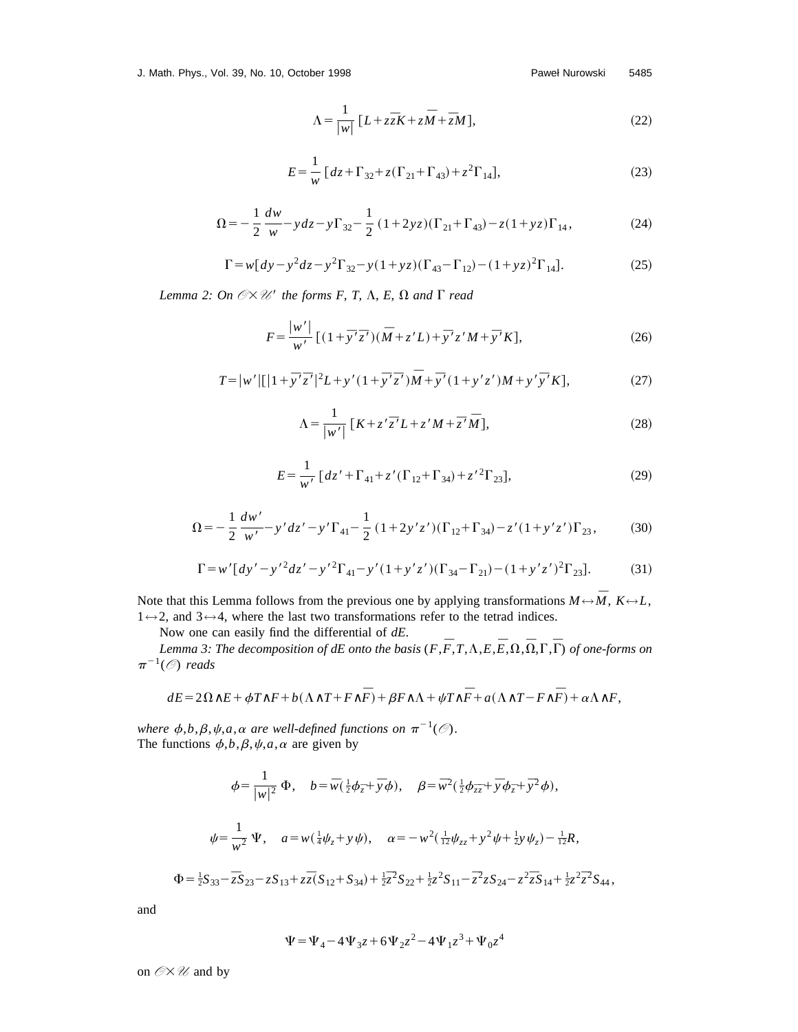$$\Lambda = \frac{1}{|w|}\,[L + z\bar{z}K + z\bar{M} + \bar{z}M], \tag{22}$$

$$E = \frac{1}{w}\,[dz + \Gamma_{32} + z(\Gamma_{21} + \Gamma_{43}) + z^2\Gamma_{14}], \tag{23}$$

$$\Omega = -\frac{1}{2}\,\frac{dw}{w} - y\,dz - y\Gamma_{32} - \frac{1}{2}\,(1+2yz)(\Gamma_{21} + \Gamma_{43}) - z(1+yz)\Gamma_{14}, \tag{24}$$

$$\Gamma = w[dy - y^2dz - y^2\Gamma_{32} - y(1+yz)(\Gamma_{43} - \Gamma_{12}) - (1+yz)^2\Gamma_{14}]. \tag{25}$$

*Lemma 2: On $\mathscr{O}\times\mathscr{U}'$ the forms F, T, $\Lambda$, E, $\Omega$ and $\Gamma$ read*

$$F = \frac{|w'|}{w'}\,[(1+\bar{y}'\bar{z}')(\bar{M} + z'L) + \bar{y}'z'M + \bar{y}'K], \tag{26}$$

$$T = |w'|[|1+\bar{y}'\bar{z}'|^2L + y'(1+\bar{y}'\bar{z}')\bar{M} + \bar{y}'(1+y'z')M + y'\bar{y}'K], \tag{27}$$

$$\Lambda = \frac{1}{|w'|}\,[K + z'\bar{z}'L + z'M + \bar{z}'\bar{M}], \tag{28}$$

$$E = \frac{1}{w'}\,[dz' + \Gamma_{41} + z'(\Gamma_{12} + \Gamma_{34}) + z'^2\Gamma_{23}], \tag{29}$$

$$\Omega = -\frac{1}{2}\,\frac{dw'}{w'} - y'dz' - y'\Gamma_{41} - \frac{1}{2}\,(1+2y'z')(\Gamma_{12} + \Gamma_{34}) - z'(1+y'z')\Gamma_{23}, \tag{30}$$

$$\Gamma = w'[dy' - y'^2dz' - y'^2\Gamma_{41} - y'(1+y'z')(\Gamma_{34} - \Gamma_{21}) - (1+y'z')^2\Gamma_{23}]. \tag{31}$$

Note that this Lemma follows from the previous one by applying transformations $M\leftrightarrow\bar{M}$, $K\leftrightarrow L$, $1\leftrightarrow 2$, and $3\leftrightarrow 4$, where the last two transformations refer to the tetrad indices.

Now one can easily find the differential of $dE$.

*Lemma 3: The decomposition of dE onto the basis $(F,\bar{F},T,\Lambda,E,\bar{E},\Omega,\bar{\Omega},\Gamma,\bar{\Gamma})$ of one-forms on $\pi^{-1}(\mathscr{O})$ reads*

$$dE = 2\Omega\wedge E + \phi T\wedge F + b(\Lambda\wedge T + F\wedge\bar{F}) + \beta F\wedge\Lambda + \psi T\wedge\bar{F} + a(\Lambda\wedge T - F\wedge\bar{F}) + \alpha\Lambda\wedge F,$$

*where $\phi,b,\beta,\psi,a,\alpha$ are well-defined functions on $\pi^{-1}(\mathscr{O})$.*
The functions $\phi,b,\beta,\psi,a,\alpha$ are given by

$$\phi = \frac{1}{|w|^2}\,\Phi, \quad b = \bar{w}(\tfrac{1}{2}\phi_{\bar{z}} + \bar{y}\phi), \quad \beta = \bar{w}^2(\tfrac{1}{2}\phi_{\bar{z}\bar{z}} + \bar{y}\phi_{\bar{z}} + \bar{y}^2\phi),$$

$$\psi = \frac{1}{w^2}\,\Psi, \quad a = w(\tfrac{1}{4}\psi_z + y\psi), \quad \alpha = -w^2(\tfrac{1}{12}\psi_{zz} + y^2\psi + \tfrac{1}{2}y\psi_z) - \tfrac{1}{12}R,$$

$$\Phi = \tfrac{1}{2}S_{33} - \bar{z}S_{23} - zS_{13} + z\bar{z}(S_{12} + S_{34}) + \tfrac{1}{2}\bar{z}^2S_{22} + \tfrac{1}{2}z^2S_{11} - \bar{z}^2zS_{24} - z^2\bar{z}S_{14} + \tfrac{1}{2}z^2\bar{z}^2S_{44},$$

and

$$\Psi = \Psi_4 - 4\Psi_3z + 6\Psi_2z^2 - 4\Psi_1z^3 + \Psi_0z^4$$

on $\mathscr{O}\times\mathscr{U}$ and by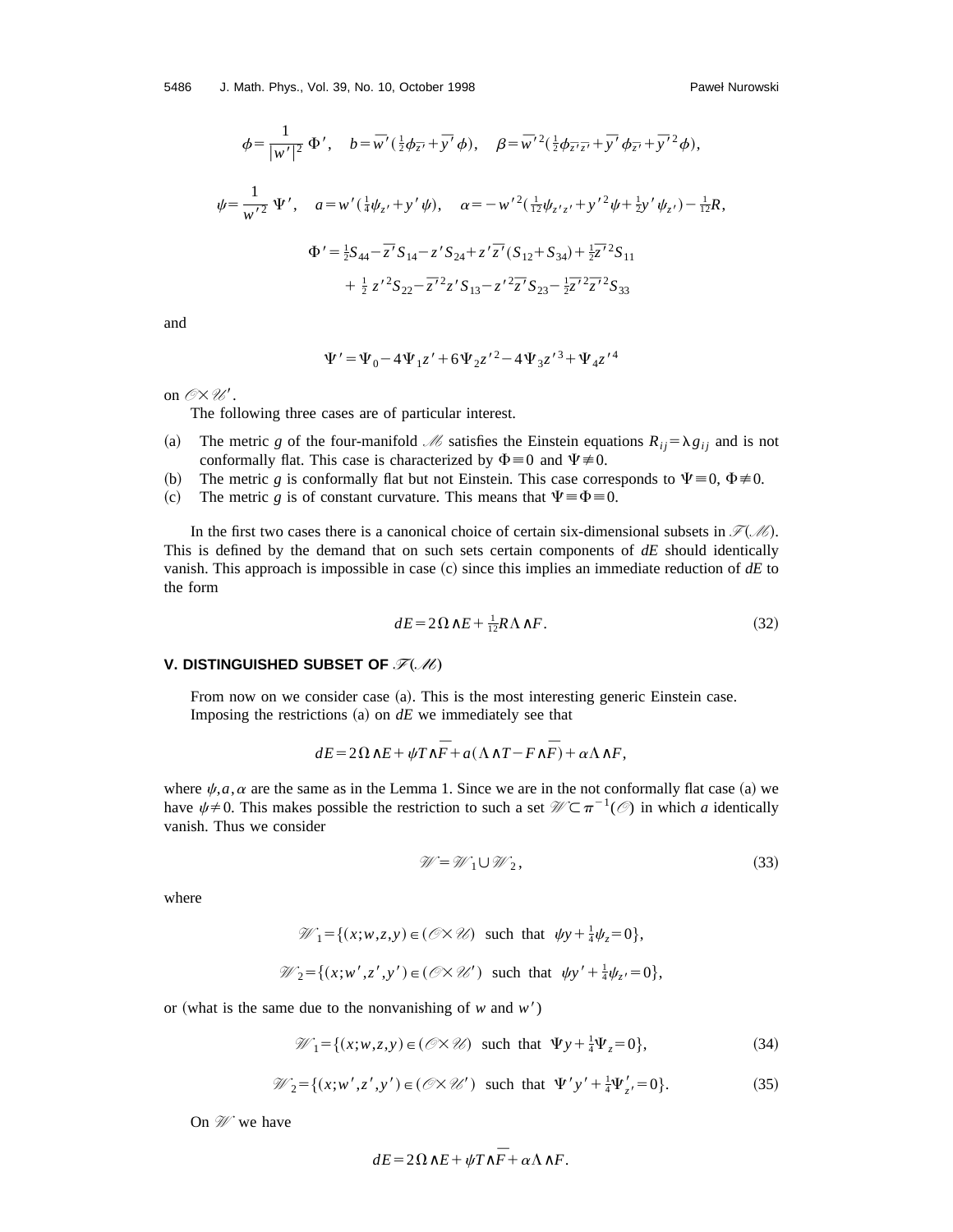$$\phi = \frac{1}{|w'|^2}\,\Phi', \quad b = \overline{w'}\left(\tfrac{1}{2}\phi_{\overline{z'}} + \overline{y'}\,\phi\right), \quad \beta = \overline{w'}^2\left(\tfrac{1}{2}\phi_{\overline{z'}\,\overline{z'}} + \overline{y'}\,\phi_{\overline{z'}} + \overline{y'}^2\phi\right),$$

$$\psi = \frac{1}{w'^2}\,\Psi', \quad a = w'\left(\tfrac{1}{4}\psi_{z'} + y'\,\psi\right), \quad \alpha = -w'^2\left(\tfrac{1}{12}\psi_{z'z'} + y'^2\psi + \tfrac{1}{2}y'\,\psi_{z'}\right) - \tfrac{1}{12}R,$$

$$\Phi' = \tfrac{1}{2}S_{44} - \overline{z'}\,S_{14} - z'\,S_{24} + z'\overline{z'}\,(S_{12} + S_{34}) + \tfrac{1}{2}\overline{z'}^2 S_{11}$$
$$+ \tfrac{1}{2}\,z'^2 S_{22} - \overline{z'}^2 z'\,S_{13} - z'^2\overline{z'}\,S_{23} - \tfrac{1}{2}\overline{z'}^2\overline{z'}^2 S_{33}$$

and

$$\Psi' = \Psi_0 - 4\Psi_1 z' + 6\Psi_2 z'^2 - 4\Psi_3 z'^3 + \Psi_4 z'^4$$

on $\mathscr{O}\times\mathscr{U}'$.

The following three cases are of particular interest.

(a) The metric $g$ of the four-manifold $\mathscr{M}$ satisfies the Einstein equations $R_{ij} = \lambda g_{ij}$ and is not conformally flat. This case is characterized by $\Phi \equiv 0$ and $\Psi \not\equiv 0$.

(b) The metric $g$ is conformally flat but not Einstein. This case corresponds to $\Psi \equiv 0$, $\Phi \not\equiv 0$.

(c) The metric $g$ is of constant curvature. This means that $\Psi \equiv \Phi \equiv 0$.

In the first two cases there is a canonical choice of certain six-dimensional subsets in $\mathscr{F}(\mathscr{M})$. This is defined by the demand that on such sets certain components of $dE$ should identically vanish. This approach is impossible in case (c) since this implies an immediate reduction of $dE$ to the form

$$dE = 2\Omega \wedge E + \tfrac{1}{12}R\Lambda \wedge F. \tag{32}$$

## V. DISTINGUISHED SUBSET OF $\mathscr{F}(\mathscr{M})$

From now on we consider case (a). This is the most interesting generic Einstein case.

Imposing the restrictions (a) on $dE$ we immediately see that

$$dE = 2\Omega \wedge E + \psi T \wedge \overline{F} + a(\Lambda \wedge T - F \wedge \overline{F}) + \alpha \Lambda \wedge F,$$

where $\psi, a, \alpha$ are the same as in the Lemma 1. Since we are in the not conformally flat case (a) we have $\psi \neq 0$. This makes possible the restriction to such a set $\mathscr{W} \subset \pi^{-1}(\mathscr{O})$ in which $a$ identically vanish. Thus we consider

$$\mathscr{W} = \mathscr{W}_1 \cup \mathscr{W}_2, \tag{33}$$

where

$$\mathscr{W}_1 = \{(x;w,z,y) \in (\mathscr{O}\times\mathscr{U}) \;\text{ such that }\; \psi y + \tfrac{1}{4}\psi_z = 0\},$$

$$\mathscr{W}_2 = \{(x;w',z',y') \in (\mathscr{O}\times\mathscr{U}') \;\text{ such that }\; \psi y' + \tfrac{1}{4}\psi_{z'} = 0\},$$

or (what is the same due to the nonvanishing of $w$ and $w'$)

$$\mathscr{W}_1 = \{(x;w,z,y) \in (\mathscr{O}\times\mathscr{U}) \;\text{ such that }\; \Psi y + \tfrac{1}{4}\Psi_z = 0\}, \tag{34}$$

$$\mathscr{W}_2 = \{(x;w',z',y') \in (\mathscr{O}\times\mathscr{U}') \;\text{ such that }\; \Psi' y' + \tfrac{1}{4}\Psi'_{z'} = 0\}. \tag{35}$$

On $\mathscr{W}$ we have

$$dE = 2\Omega \wedge E + \psi T \wedge \overline{F} + \alpha \Lambda \wedge F.$$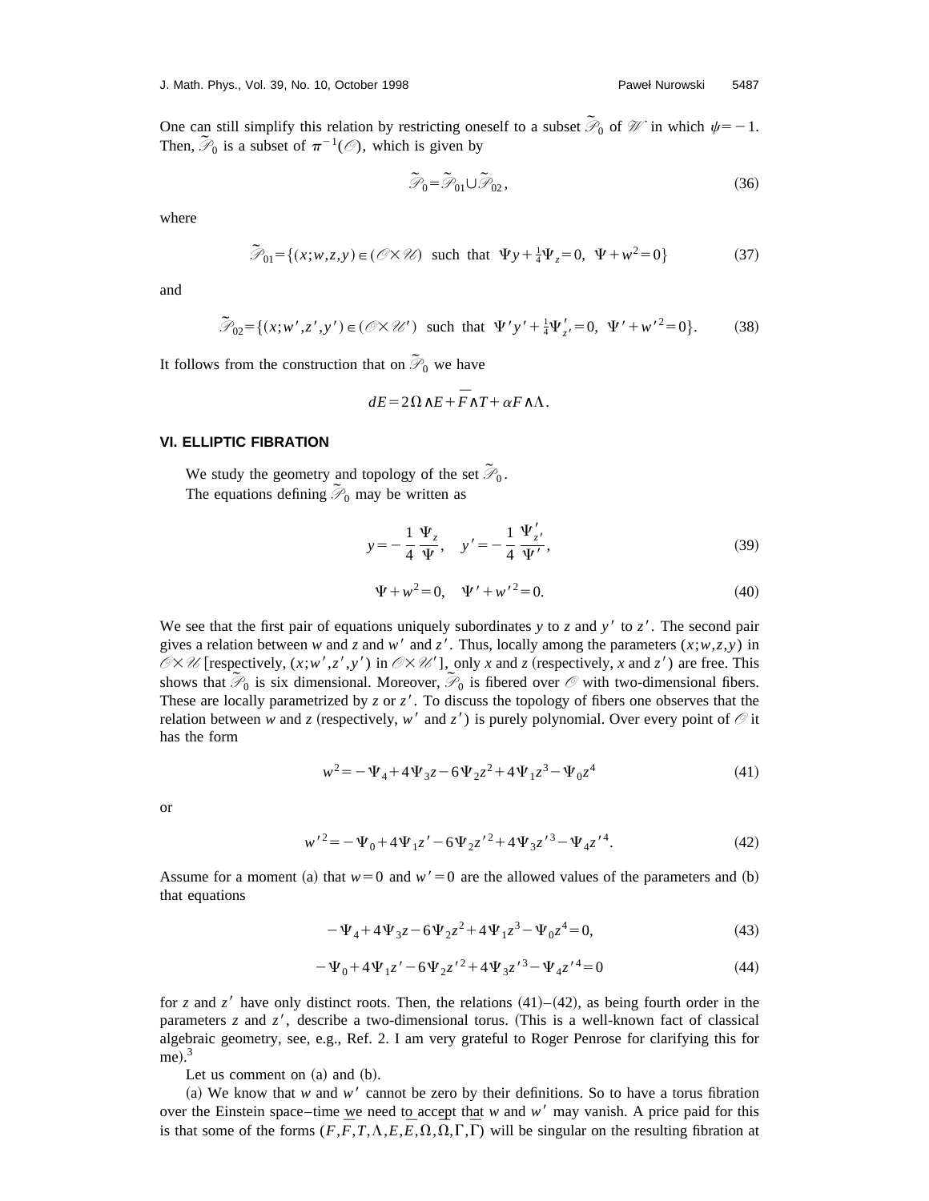One can still simplify this relation by restricting oneself to a subset $\tilde{\mathscr{P}}_0$ of $\mathscr{W}$ in which $\psi = -1$. Then, $\tilde{\mathscr{P}}_0$ is a subset of $\pi^{-1}(\mathscr{O})$, which is given by

$$\tilde{\mathscr{P}}_0 = \tilde{\mathscr{P}}_{01} \cup \tilde{\mathscr{P}}_{02}, \tag{36}$$

where

$$\tilde{\mathscr{P}}_{01} = \{(x;w,z,y) \in (\mathscr{O} \times \mathscr{U}) \ \text{ such that } \ \Psi y + \tfrac{1}{4}\Psi_z = 0, \ \Psi + w^2 = 0\} \tag{37}$$

and

$$\tilde{\mathscr{P}}_{02} = \{(x;w',z',y') \in (\mathscr{O} \times \mathscr{U}') \ \text{ such that } \ \Psi' y' + \tfrac{1}{4}\Psi'_{z'} = 0, \ \Psi' + w'^2 = 0\}. \tag{38}$$

It follows from the construction that on $\tilde{\mathscr{P}}_0$ we have

$$dE = 2\Omega \wedge E + \bar{F} \wedge T + \alpha F \wedge \Lambda.$$

## VI. ELLIPTIC FIBRATION

We study the geometry and topology of the set $\tilde{\mathscr{P}}_0$.

The equations defining $\tilde{\mathscr{P}}_0$ may be written as

$$y = -\frac{1}{4}\frac{\Psi_z}{\Psi}, \quad y' = -\frac{1}{4}\frac{\Psi'_{z'}}{\Psi'}, \tag{39}$$

$$\Psi + w^2 = 0, \quad \Psi' + w'^2 = 0. \tag{40}$$

We see that the first pair of equations uniquely subordinates $y$ to $z$ and $y'$ to $z'$. The second pair gives a relation between $w$ and $z$ and $w'$ and $z'$. Thus, locally among the parameters $(x;w,z,y)$ in $\mathscr{O} \times \mathscr{U}$ [respectively, $(x;w',z',y')$ in $\mathscr{O} \times \mathscr{U}'$], only $x$ and $z$ (respectively, $x$ and $z'$) are free. This shows that $\tilde{\mathscr{P}}_0$ is six dimensional. Moreover, $\tilde{\mathscr{P}}_0$ is fibered over $\mathscr{O}$ with two-dimensional fibers. These are locally parametrized by $z$ or $z'$. To discuss the topology of fibers one observes that the relation between $w$ and $z$ (respectively, $w'$ and $z'$) is purely polynomial. Over every point of $\mathscr{O}$ it has the form

$$w^2 = -\Psi_4 + 4\Psi_3 z - 6\Psi_2 z^2 + 4\Psi_1 z^3 - \Psi_0 z^4 \tag{41}$$

or

$$w'^2 = -\Psi_0 + 4\Psi_1 z' - 6\Psi_2 z'^2 + 4\Psi_3 z'^3 - \Psi_4 z'^4. \tag{42}$$

Assume for a moment (a) that $w=0$ and $w'=0$ are the allowed values of the parameters and (b) that equations

$$-\Psi_4 + 4\Psi_3 z - 6\Psi_2 z^2 + 4\Psi_1 z^3 - \Psi_0 z^4 = 0, \tag{43}$$

$$-\Psi_0 + 4\Psi_1 z' - 6\Psi_2 z'^2 + 4\Psi_3 z'^3 - \Psi_4 z'^4 = 0 \tag{44}$$

for $z$ and $z'$ have only distinct roots. Then, the relations (41)–(42), as being fourth order in the parameters $z$ and $z'$, describe a two-dimensional torus. (This is a well-known fact of classical algebraic geometry, see, e.g., Ref. 2. I am very grateful to Roger Penrose for clarifying this for me).[3]

Let us comment on (a) and (b).

(a) We know that $w$ and $w'$ cannot be zero by their definitions. So to have a torus fibration over the Einstein space–time we need to accept that $w$ and $w'$ may vanish. A price paid for this is that some of the forms $(F,\bar{F},T,\Lambda,E,\bar{E},\Omega,\bar{\Omega},\Gamma,\bar{\Gamma})$ will be singular on the resulting fibration at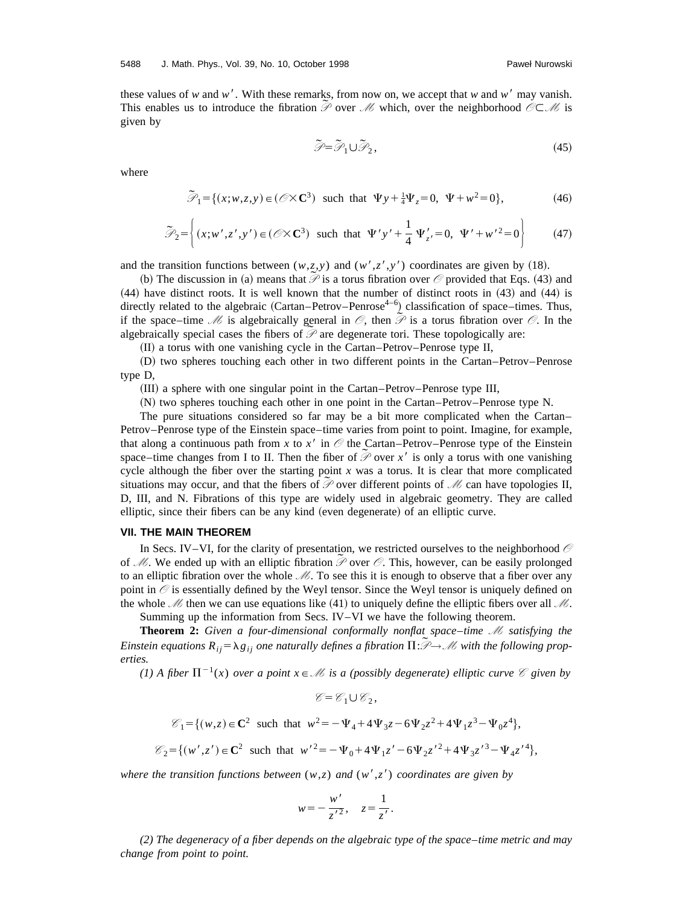these values of $w$ and $w'$. With these remarks, from now on, we accept that $w$ and $w'$ may vanish. This enables us to introduce the fibration $\tilde{\mathscr{P}}$ over $\mathscr{M}$ which, over the neighborhood $\mathscr{O}\subset\mathscr{M}$ is given by

$$\tilde{\mathscr{P}}=\tilde{\mathscr{P}}_1\cup\tilde{\mathscr{P}}_2, \tag{45}$$

where

$$\tilde{\mathscr{P}}_1=\{(x;w,z,y)\in(\mathscr{O}\times\mathbf{C}^3)\ \text{ such that }\ \Psi y+\tfrac{1}{4}\Psi_z=0,\ \Psi+w^2=0\}, \tag{46}$$

$$\tilde{\mathscr{P}}_2=\left\{(x;w',z',y')\in(\mathscr{O}\times\mathbf{C}^3)\ \text{ such that }\ \Psi' y'+\frac{1}{4}\Psi'_{z'}=0,\ \Psi'+w'^2=0\right\} \tag{47}$$

and the transition functions between $(w,z,y)$ and $(w',z',y')$ coordinates are given by (18).

(b) The discussion in (a) means that $\tilde{\mathscr{P}}$ is a torus fibration over $\mathscr{O}$ provided that Eqs. (43) and (44) have distinct roots. It is well known that the number of distinct roots in (43) and (44) is directly related to the algebraic (Cartan–Petrov–Penrose[4–6]) classification of space–times. Thus, if the space–time $\mathscr{M}$ is algebraically general in $\mathscr{O}$, then $\tilde{\mathscr{P}}$ is a torus fibration over $\mathscr{O}$. In the algebraically special cases the fibers of $\tilde{\mathscr{P}}$ are degenerate tori. These topologically are:

(II) a torus with one vanishing cycle in the Cartan–Petrov–Penrose type II,

(D) two spheres touching each other in two different points in the Cartan–Petrov–Penrose type D,

(III) a sphere with one singular point in the Cartan–Petrov–Penrose type III,

(N) two spheres touching each other in one point in the Cartan–Petrov–Penrose type N.

The pure situations considered so far may be a bit more complicated when the Cartan–Petrov–Penrose type of the Einstein space–time varies from point to point. Imagine, for example, that along a continuous path from $x$ to $x'$ in $\mathscr{O}$ the Cartan–Petrov–Penrose type of the Einstein space–time changes from I to II. Then the fiber of $\tilde{\mathscr{P}}$ over $x'$ is only a torus with one vanishing cycle although the fiber over the starting point $x$ was a torus. It is clear that more complicated situations may occur, and that the fibers of $\tilde{\mathscr{P}}$ over different points of $\mathscr{M}$ can have topologies II, D, III, and N. Fibrations of this type are widely used in algebraic geometry. They are called elliptic, since their fibers can be any kind (even degenerate) of an elliptic curve.

## VII. THE MAIN THEOREM

In Secs. IV–VI, for the clarity of presentation, we restricted ourselves to the neighborhood $\mathscr{O}$ of $\mathscr{M}$. We ended up with an elliptic fibration $\tilde{\mathscr{P}}$ over $\mathscr{O}$. This, however, can be easily prolonged to an elliptic fibration over the whole $\mathscr{M}$. To see this it is enough to observe that a fiber over any point in $\mathscr{O}$ is essentially defined by the Weyl tensor. Since the Weyl tensor is uniquely defined on the whole $\mathscr{M}$ then we can use equations like (41) to uniquely define the elliptic fibers over all $\mathscr{M}$.

Summing up the information from Secs. IV–VI we have the following theorem.

**Theorem 2:** *Given a four-dimensional conformally nonflat space–time $\mathscr{M}$ satisfying the Einstein equations $R_{ij}=\lambda g_{ij}$ one naturally defines a fibration $\Pi:\tilde{\mathscr{P}}\to\mathscr{M}$ with the following properties.*

*(1) A fiber $\Pi^{-1}(x)$ over a point $x\in\mathscr{M}$ is a (possibly degenerate) elliptic curve $\mathscr{C}$ given by*

$$\mathscr{C}=\mathscr{C}_1\cup\mathscr{C}_2,$$

$$\mathscr{C}_1=\{(w,z)\in\mathbf{C}^2\ \text{ such that }\ w^2=-\Psi_4+4\Psi_3 z-6\Psi_2 z^2+4\Psi_1 z^3-\Psi_0 z^4\},$$

$$\mathscr{C}_2=\{(w',z')\in\mathbf{C}^2\ \text{ such that }\ w'^2=-\Psi_0+4\Psi_1 z'-6\Psi_2 z'^2+4\Psi_3 z'^3-\Psi_4 z'^4\},$$

*where the transition functions between $(w,z)$ and $(w',z')$ coordinates are given by*

$$w=-\frac{w'}{z'^2},\quad z=\frac{1}{z'}.$$

*(2) The degeneracy of a fiber depends on the algebraic type of the space–time metric and may change from point to point.*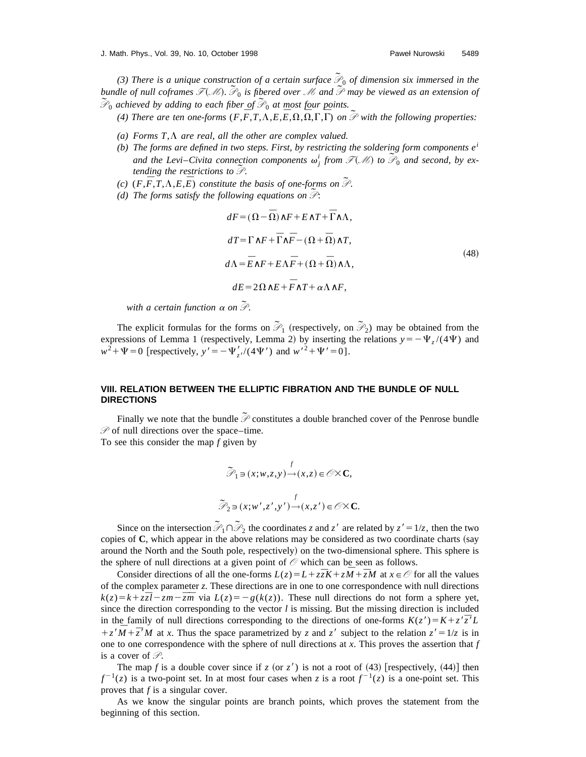*(3) There is a unique construction of a certain surface $\tilde{\mathcal{P}}_0$ of dimension six immersed in the bundle of null coframes $\mathcal{F}(\mathcal{M})$. $\tilde{\mathcal{P}}_0$ is fibered over $\mathcal{M}$ and $\tilde{\mathcal{P}}$ may be viewed as an extension of $\tilde{\mathcal{P}}_0$ achieved by adding to each fiber of $\tilde{\mathcal{P}}_0$ at most four points.*

*(4) There are ten one-forms $(F,\bar{F},T,\Lambda,E,\bar{E},\Omega,\bar{\Omega},\Gamma,\bar{\Gamma})$ on $\tilde{\mathcal{P}}$ with the following properties:*

- *(a) Forms $T,\Lambda$ are real, all the other are complex valued.*
- *(b) The forms are defined in two steps. First, by restricting the soldering form components $e^i$ and the Levi–Civita connection components $\omega^i_j$ from $\mathcal{F}(\mathcal{M})$ to $\tilde{\mathcal{P}}_0$ and second, by extending the restrictions to $\tilde{\mathcal{P}}$.*
- *(c) $(F,\bar{F},T,\Lambda,E,\bar{E})$ constitute the basis of one-forms on $\tilde{\mathcal{P}}$.*
- *(d) The forms satisfy the following equations on $\tilde{\mathcal{P}}$:*

$$
\begin{aligned}
dF &= (\Omega-\bar{\Omega})\wedge F + E\wedge T + \bar{\Gamma}\wedge\Lambda,\\
dT &= \Gamma\wedge F + \bar{\Gamma}\wedge\bar{F} - (\Omega+\bar{\Omega})\wedge T,\\
d\Lambda &= \bar{E}\wedge F + E\Lambda\bar{F} + (\Omega+\bar{\Omega})\wedge\Lambda,\\
dE &= 2\Omega\wedge E + \bar{F}\wedge T + \alpha\Lambda\wedge F,
\end{aligned}
\tag{48}
$$

*with a certain function $\alpha$ on $\tilde{\mathcal{P}}$.*

The explicit formulas for the forms on $\tilde{\mathcal{P}}_1$ (respectively, on $\tilde{\mathcal{P}}_2$) may be obtained from the expressions of Lemma 1 (respectively, Lemma 2) by inserting the relations $y=-\Psi_z/(4\Psi)$ and $w^2+\Psi=0$ [respectively, $y'=-\Psi'_{z'}/(4\Psi')$ and $w'^2+\Psi'=0$].

## VIII. RELATION BETWEEN THE ELLIPTIC FIBRATION AND THE BUNDLE OF NULL DIRECTIONS

Finally we note that the bundle $\tilde{\mathcal{P}}$ constitutes a double branched cover of the Penrose bundle $\mathcal{P}$ of null directions over the space–time.
To see this consider the map $f$ given by

$$
\tilde{\mathcal{P}}_1 \ni (x;w,z,y) \xrightarrow{f} (x,z)\in\mathcal{O}\times\mathbf{C},
$$

$$
\tilde{\mathcal{P}}_2 \ni (x;w',z',y') \xrightarrow{f} (x,z')\in\mathcal{O}\times\mathbf{C}.
$$

Since on the intersection $\tilde{\mathcal{P}}_1\cap\tilde{\mathcal{P}}_2$ the coordinates $z$ and $z'$ are related by $z'=1/z$, then the two copies of $\mathbf{C}$, which appear in the above relations may be considered as two coordinate charts (say around the North and the South pole, respectively) on the two-dimensional sphere. This sphere is the sphere of null directions at a given point of $\mathcal{O}$ which can be seen as follows.

Consider directions of all the one-forms $L(z)=L+z\bar{z}K+z\bar{M}+\bar{z}M$ at $x\in\mathcal{O}$ for all the values of the complex parameter $z$. These directions are in one to one correspondence with null directions $k(z)=k+z\bar{z}l-zm-\overline{zm}$ via $L(z)=-g(k(z))$. These null directions do not form a sphere yet, since the direction corresponding to the vector $l$ is missing. But the missing direction is included in the family of null directions corresponding to the directions of one-forms $K(z')=K+z'\bar{z}'L+z'\bar{M}+\bar{z}'M$ at $x$. Thus the space parametrized by $z$ and $z'$ subject to the relation $z'=1/z$ is in one to one correspondence with the sphere of null directions at $x$. This proves the assertion that $f$ is a cover of $\mathcal{P}$.

The map $f$ is a double cover since if $z$ (or $z'$) is not a root of (43) [respectively, (44)] then $f^{-1}(z)$ is a two-point set. In at most four cases when $z$ is a root $f^{-1}(z)$ is a one-point set. This proves that $f$ is a singular cover.

As we know the singular points are branch points, which proves the statement from the beginning of this section.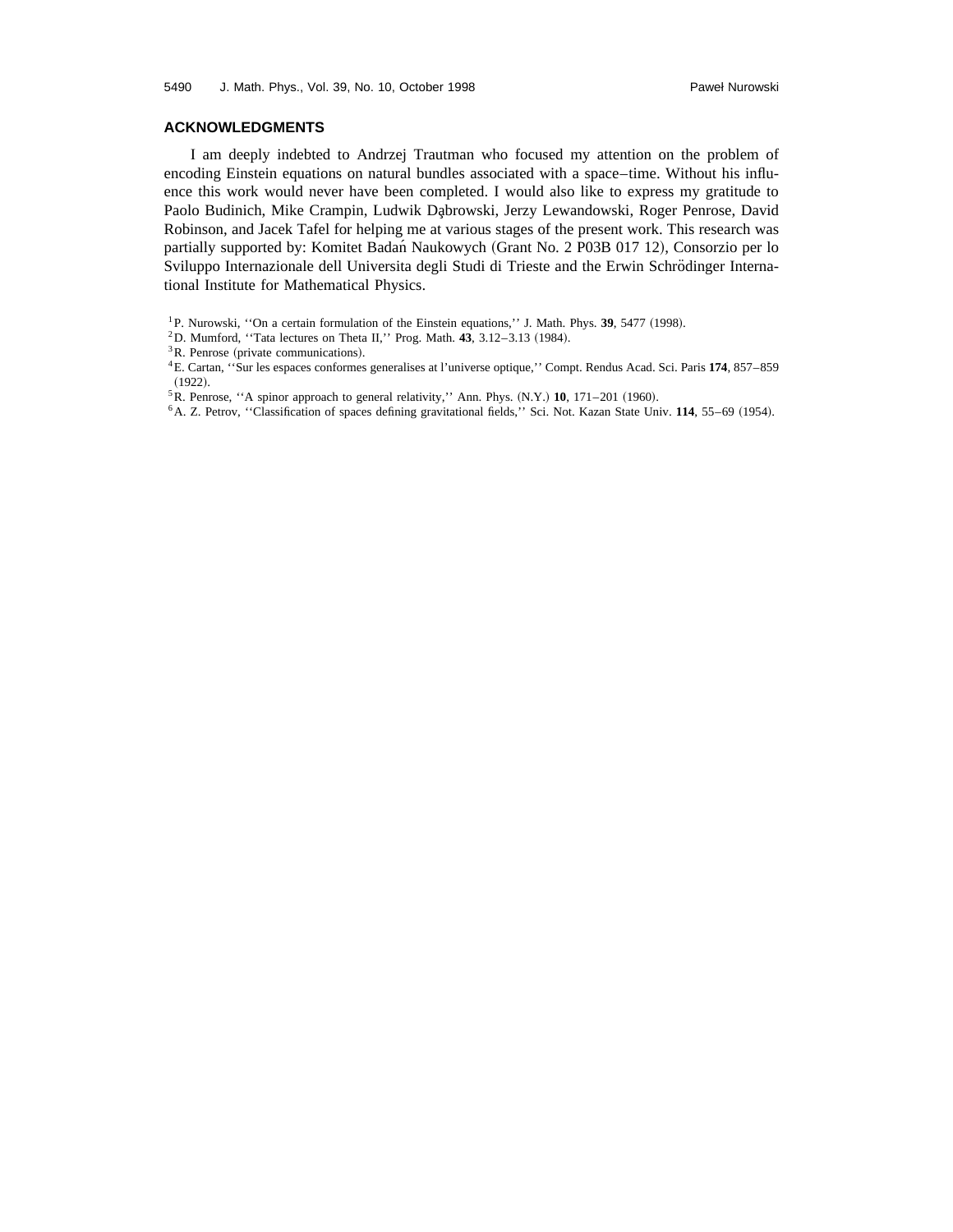## ACKNOWLEDGMENTS

I am deeply indebted to Andrzej Trautman who focused my attention on the problem of encoding Einstein equations on natural bundles associated with a space–time. Without his influence this work would never have been completed. I would also like to express my gratitude to Paolo Budinich, Mike Crampin, Ludwik Dąbrowski, Jerzy Lewandowski, Roger Penrose, David Robinson, and Jacek Tafel for helping me at various stages of the present work. This research was partially supported by: Komitet Badań Naukowych (Grant No. 2 P03B 017 12), Consorzio per lo Sviluppo Internazionale dell Universita degli Studi di Trieste and the Erwin Schrödinger International Institute for Mathematical Physics.

[1] P. Nurowski, ''On a certain formulation of the Einstein equations,'' J. Math. Phys. **39**, 5477 (1998).
[2] D. Mumford, ''Tata lectures on Theta II,'' Prog. Math. **43**, 3.12–3.13 (1984).
[3] R. Penrose (private communications).
[4] E. Cartan, ''Sur les espaces conformes generalises at l'universe optique,'' Compt. Rendus Acad. Sci. Paris **174**, 857–859 (1922).
[5] R. Penrose, ''A spinor approach to general relativity,'' Ann. Phys. (N.Y.) **10**, 171–201 (1960).
[6] A. Z. Petrov, ''Classification of spaces defining gravitational fields,'' Sci. Not. Kazan State Univ. **114**, 55–69 (1954).